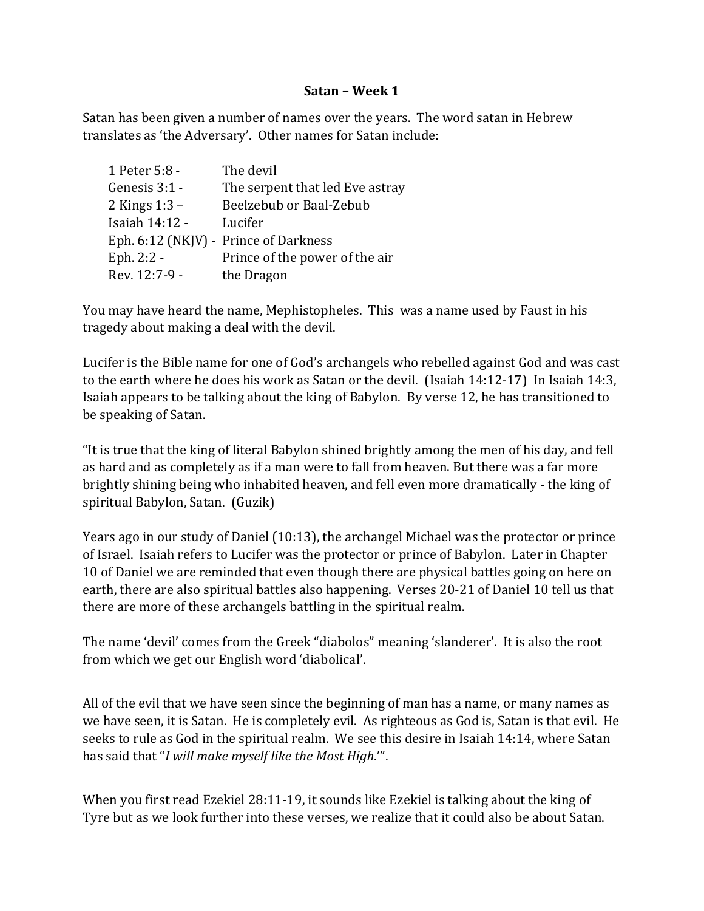**Satan – Week 1**

Satan has been given a number of names over the years. The word satan in Hebrew translates as 'the Adversary'. Other names for Satan include:

| | |
|---|---|
| 1 Peter 5:8 - | The devil |
| Genesis 3:1 - | The serpent that led Eve astray |
| 2 Kings 1:3 – | Beelzebub or Baal-Zebub |
| Isaiah 14:12 - | Lucifer |
| Eph. 6:12 (NKJV) - | Prince of Darkness |
| Eph. 2:2 - | Prince of the power of the air |
| Rev. 12:7-9 - | the Dragon |

You may have heard the name, Mephistopheles. This was a name used by Faust in his tragedy about making a deal with the devil.

Lucifer is the Bible name for one of God's archangels who rebelled against God and was cast to the earth where he does his work as Satan or the devil. (Isaiah 14:12-17) In Isaiah 14:3, Isaiah appears to be talking about the king of Babylon. By verse 12, he has transitioned to be speaking of Satan.

"It is true that the king of literal Babylon shined brightly among the men of his day, and fell as hard and as completely as if a man were to fall from heaven. But there was a far more brightly shining being who inhabited heaven, and fell even more dramatically - the king of spiritual Babylon, Satan. (Guzik)

Years ago in our study of Daniel (10:13), the archangel Michael was the protector or prince of Israel. Isaiah refers to Lucifer was the protector or prince of Babylon. Later in Chapter 10 of Daniel we are reminded that even though there are physical battles going on here on earth, there are also spiritual battles also happening. Verses 20-21 of Daniel 10 tell us that there are more of these archangels battling in the spiritual realm.

The name 'devil' comes from the Greek "diabolos" meaning 'slanderer'. It is also the root from which we get our English word 'diabolical'.

All of the evil that we have seen since the beginning of man has a name, or many names as we have seen, it is Satan. He is completely evil. As righteous as God is, Satan is that evil. He seeks to rule as God in the spiritual realm. We see this desire in Isaiah 14:14, where Satan has said that "*I will make myself like the Most High*.'".

When you first read Ezekiel 28:11-19, it sounds like Ezekiel is talking about the king of Tyre but as we look further into these verses, we realize that it could also be about Satan.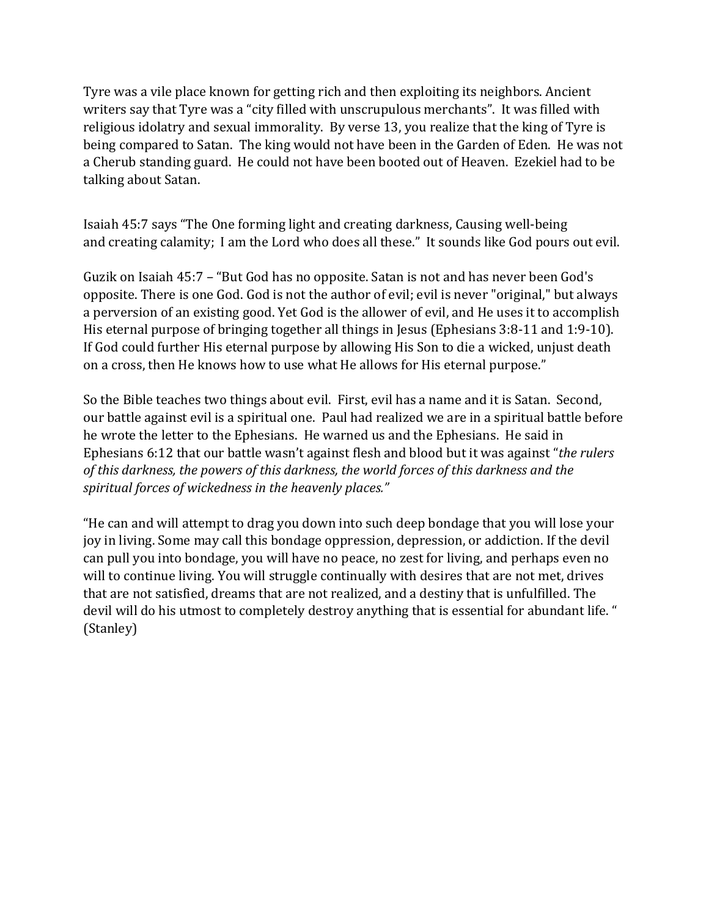Tyre was a vile place known for getting rich and then exploiting its neighbors. Ancient writers say that Tyre was a "city filled with unscrupulous merchants". It was filled with religious idolatry and sexual immorality. By verse 13, you realize that the king of Tyre is being compared to Satan. The king would not have been in the Garden of Eden. He was not a Cherub standing guard. He could not have been booted out of Heaven. Ezekiel had to be talking about Satan.

Isaiah 45:7 says "The One forming light and creating darkness, Causing well-being and creating calamity; I am the Lord who does all these." It sounds like God pours out evil.

Guzik on Isaiah 45:7 – "But God has no opposite. Satan is not and has never been God's opposite. There is one God. God is not the author of evil; evil is never "original," but always a perversion of an existing good. Yet God is the allower of evil, and He uses it to accomplish His eternal purpose of bringing together all things in Jesus (Ephesians 3:8-11 and 1:9-10). If God could further His eternal purpose by allowing His Son to die a wicked, unjust death on a cross, then He knows how to use what He allows for His eternal purpose."

So the Bible teaches two things about evil. First, evil has a name and it is Satan. Second, our battle against evil is a spiritual one. Paul had realized we are in a spiritual battle before he wrote the letter to the Ephesians. He warned us and the Ephesians. He said in Ephesians 6:12 that our battle wasn't against flesh and blood but it was against "*the rulers of this darkness, the powers of this darkness, the world forces of this darkness and the spiritual forces of wickedness in the heavenly places.*"

"He can and will attempt to drag you down into such deep bondage that you will lose your joy in living. Some may call this bondage oppression, depression, or addiction. If the devil can pull you into bondage, you will have no peace, no zest for living, and perhaps even no will to continue living. You will struggle continually with desires that are not met, drives that are not satisfied, dreams that are not realized, and a destiny that is unfulfilled. The devil will do his utmost to completely destroy anything that is essential for abundant life. " (Stanley)